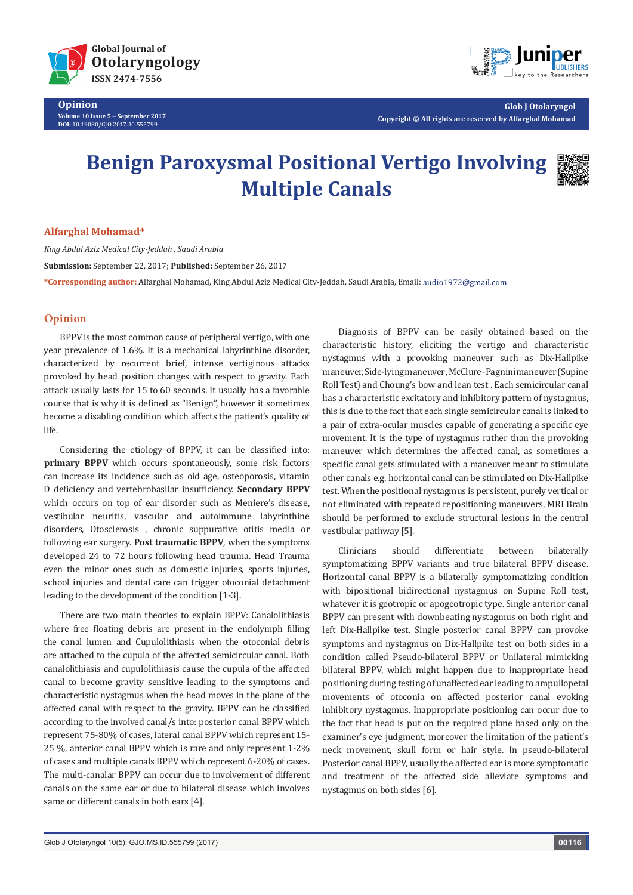Opinion

Volume 10 Issue 5 – September 2017
DOI: 10.19080/GJO.2017.10.555799

Copyright © All rights are reserved by Alfarghal Mohamad

# Benign Paroxysmal Positional Vertigo Involving Multiple Canals

**Alfarghal Mohamad***

*King Abdul Aziz Medical City-Jeddah , Saudi Arabia*

**Submission:** September 22, 2017; **Published:** September 26, 2017

***Corresponding author:** Alfarghal Mohamad, King Abdul Aziz Medical City-Jeddah, Saudi Arabia, Email: audio1972@gmail.com

## Opinion

BPPV is the most common cause of peripheral vertigo, with one year prevalence of 1.6%. It is a mechanical labyrinthine disorder, characterized by recurrent brief, intense vertiginous attacks provoked by head position changes with respect to gravity. Each attack usually lasts for 15 to 60 seconds. It usually has a favorable course that is why it is defined as "Benign", however it sometimes become a disabling condition which affects the patient's quality of life.

Considering the etiology of BPPV, it can be classified into: **primary BPPV** which occurs spontaneously, some risk factors can increase its incidence such as old age, osteoporosis, vitamin D deficiency and vertebrobasilar insufficiency. **Secondary BPPV** which occurs on top of ear disorder such as Meniere's disease, vestibular neuritis, vascular and autoimmune labyrinthine disorders, Otosclerosis , chronic suppurative otitis media or following ear surgery. **Post traumatic BPPV**, when the symptoms developed 24 to 72 hours following head trauma. Head Trauma even the minor ones such as domestic injuries, sports injuries, school injuries and dental care can trigger otoconial detachment leading to the development of the condition [1-3].

There are two main theories to explain BPPV: Canalolithiasis where free floating debris are present in the endolymph filling the canal lumen and Cupulolithiasis when the otoconial debris are attached to the cupula of the affected semicircular canal. Both canalolithiasis and cupulolithiasis cause the cupula of the affected canal to become gravity sensitive leading to the symptoms and characteristic nystagmus when the head moves in the plane of the affected canal with respect to the gravity. BPPV can be classified according to the involved canal/s into: posterior canal BPPV which represent 75-80% of cases, lateral canal BPPV which represent 15-25 %, anterior canal BPPV which is rare and only represent 1-2% of cases and multiple canals BPPV which represent 6-20% of cases. The multi-canalar BPPV can occur due to involvement of different canals on the same ear or due to bilateral disease which involves same or different canals in both ears [4].

Diagnosis of BPPV can be easily obtained based on the characteristic history, eliciting the vertigo and characteristic nystagmus with a provoking maneuver such as Dix-Hallpike maneuver, Side-lying maneuver, McClure-Pagnini maneuver (Supine Roll Test) and Choung's bow and lean test . Each semicircular canal has a characteristic excitatory and inhibitory pattern of nystagmus, this is due to the fact that each single semicircular canal is linked to a pair of extra-ocular muscles capable of generating a specific eye movement. It is the type of nystagmus rather than the provoking maneuver which determines the affected canal, as sometimes a specific canal gets stimulated with a maneuver meant to stimulate other canals e.g. horizontal canal can be stimulated on Dix-Hallpike test. When the positional nystagmus is persistent, purely vertical or not eliminated with repeated repositioning maneuvers, MRI Brain should be performed to exclude structural lesions in the central vestibular pathway [5].

Clinicians should differentiate between bilaterally symptomatizing BPPV variants and true bilateral BPPV disease. Horizontal canal BPPV is a bilaterally symptomatizing condition with bipositional bidirectional nystagmus on Supine Roll test, whatever it is geotropic or apogeotropic type. Single anterior canal BPPV can present with downbeating nystagmus on both right and left Dix-Hallpike test. Single posterior canal BPPV can provoke symptoms and nystagmus on Dix-Hallpike test on both sides in a condition called Pseudo-bilateral BPPV or Unilateral mimicking bilateral BPPV, which might happen due to inappropriate head positioning during testing of unaffected ear leading to ampullopetal movements of otoconia on affected posterior canal evoking inhibitory nystagmus. Inappropriate positioning can occur due to the fact that head is put on the required plane based only on the examiner's eye judgment, moreover the limitation of the patient's neck movement, skull form or hair style. In pseudo-bilateral Posterior canal BPPV, usually the affected ear is more symptomatic and treatment of the affected side alleviate symptoms and nystagmus on both sides [6].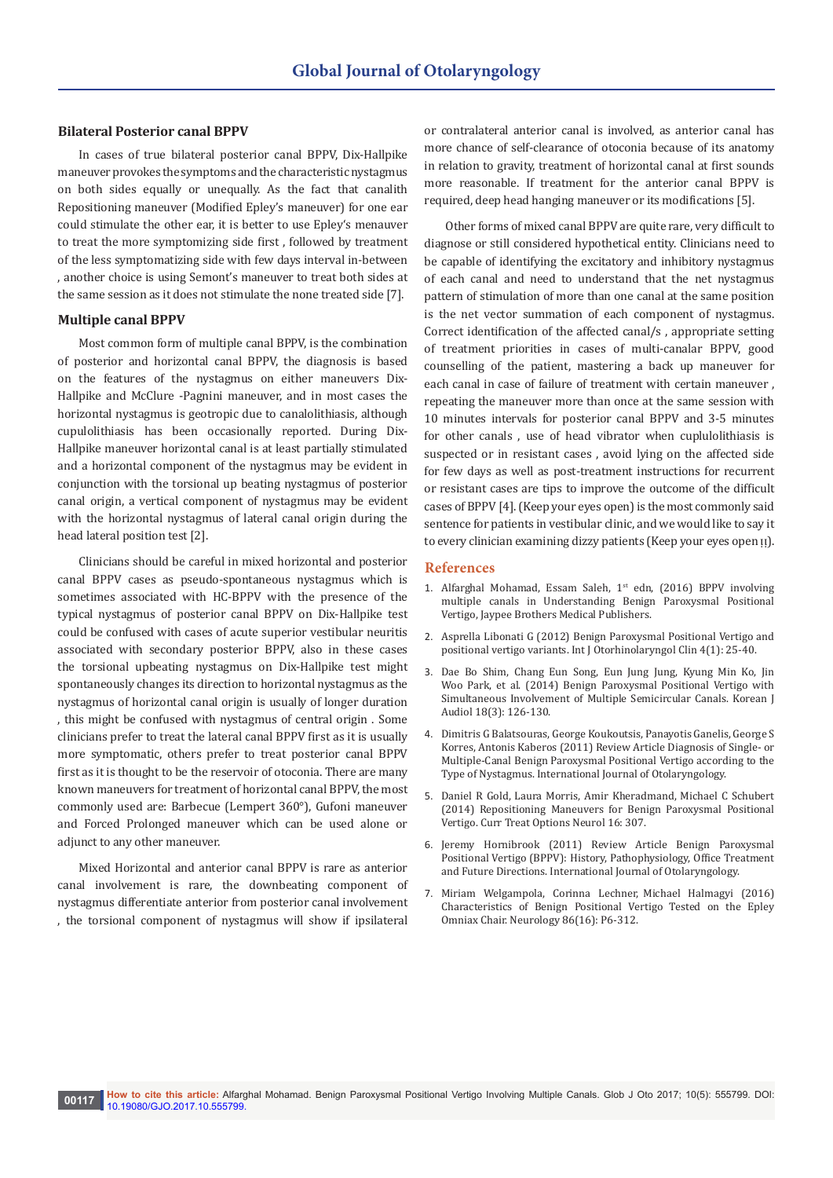## Bilateral Posterior canal BPPV

In cases of true bilateral posterior canal BPPV, Dix-Hallpike maneuver provokes the symptoms and the characteristic nystagmus on both sides equally or unequally. As the fact that canalith Repositioning maneuver (Modified Epley's maneuver) for one ear could stimulate the other ear, it is better to use Epley's menauver to treat the more symptomizing side first , followed by treatment of the less symptomatizing side with few days interval in-between , another choice is using Semont's maneuver to treat both sides at the same session as it does not stimulate the none treated side [7].

## Multiple canal BPPV

Most common form of multiple canal BPPV, is the combination of posterior and horizontal canal BPPV, the diagnosis is based on the features of the nystagmus on either maneuvers Dix-Hallpike and McClure -Pagnini maneuver, and in most cases the horizontal nystagmus is geotropic due to canalolithiasis, although cupulolithiasis has been occasionally reported. During Dix-Hallpike maneuver horizontal canal is at least partially stimulated and a horizontal component of the nystagmus may be evident in conjunction with the torsional up beating nystagmus of posterior canal origin, a vertical component of nystagmus may be evident with the horizontal nystagmus of lateral canal origin during the head lateral position test [2].

Clinicians should be careful in mixed horizontal and posterior canal BPPV cases as pseudo-spontaneous nystagmus which is sometimes associated with HC-BPPV with the presence of the typical nystagmus of posterior canal BPPV on Dix-Hallpike test could be confused with cases of acute superior vestibular neuritis associated with secondary posterior BPPV, also in these cases the torsional upbeating nystagmus on Dix-Hallpike test might spontaneously changes its direction to horizontal nystagmus as the nystagmus of horizontal canal origin is usually of longer duration , this might be confused with nystagmus of central origin . Some clinicians prefer to treat the lateral canal BPPV first as it is usually more symptomatic, others prefer to treat posterior canal BPPV first as it is thought to be the reservoir of otoconia. There are many known maneuvers for treatment of horizontal canal BPPV, the most commonly used are: Barbecue (Lempert 360°), Gufoni maneuver and Forced Prolonged maneuver which can be used alone or adjunct to any other maneuver.

Mixed Horizontal and anterior canal BPPV is rare as anterior canal involvement is rare, the downbeating component of nystagmus differentiate anterior from posterior canal involvement , the torsional component of nystagmus will show if ipsilateral or contralateral anterior canal is involved, as anterior canal has more chance of self-clearance of otoconia because of its anatomy in relation to gravity, treatment of horizontal canal at first sounds more reasonable. If treatment for the anterior canal BPPV is required, deep head hanging maneuver or its modifications [5].

Other forms of mixed canal BPPV are quite rare, very difficult to diagnose or still considered hypothetical entity. Clinicians need to be capable of identifying the excitatory and inhibitory nystagmus of each canal and need to understand that the net nystagmus pattern of stimulation of more than one canal at the same position is the net vector summation of each component of nystagmus. Correct identification of the affected canal/s , appropriate setting of treatment priorities in cases of multi-canalar BPPV, good counselling of the patient, mastering a back up maneuver for each canal in case of failure of treatment with certain maneuver , repeating the maneuver more than once at the same session with 10 minutes intervals for posterior canal BPPV and 3-5 minutes for other canals , use of head vibrator when cuplulolithiasis is suspected or in resistant cases , avoid lying on the affected side for few days as well as post-treatment instructions for recurrent or resistant cases are tips to improve the outcome of the difficult cases of BPPV [4]. (Keep your eyes open) is the most commonly said sentence for patients in vestibular clinic, and we would like to say it to every clinician examining dizzy patients (Keep your eyes open!!).

## References

1. Alfarghal Mohamad, Essam Saleh, 1st edn, (2016) BPPV involving multiple canals in Understanding Benign Paroxysmal Positional Vertigo, Jaypee Brothers Medical Publishers.
2. Asprella Libonati G (2012) Benign Paroxysmal Positional Vertigo and positional vertigo variants. Int J Otorhinolaryngol Clin 4(1): 25-40.
3. Dae Bo Shim, Chang Eun Song, Eun Jung Jung, Kyung Min Ko, Jin Woo Park, et al. (2014) Benign Paroxysmal Positional Vertigo with Simultaneous Involvement of Multiple Semicircular Canals. Korean J Audiol 18(3): 126-130.
4. Dimitris G Balatsouras, George Koukoutsis, Panayotis Ganelis, George S Korres, Antonis Kaberos (2011) Review Article Diagnosis of Single- or Multiple-Canal Benign Paroxysmal Positional Vertigo according to the Type of Nystagmus. International Journal of Otolaryngology.
5. Daniel R Gold, Laura Morris, Amir Kheradmand, Michael C Schubert (2014) Repositioning Maneuvers for Benign Paroxysmal Positional Vertigo. Curr Treat Options Neurol 16: 307.
6. Jeremy Hornibrook (2011) Review Article Benign Paroxysmal Positional Vertigo (BPPV): History, Pathophysiology, Office Treatment and Future Directions. International Journal of Otolaryngology.
7. Miriam Welgampola, Corinna Lechner, Michael Halmagyi (2016) Characteristics of Benign Positional Vertigo Tested on the Epley Omniax Chair. Neurology 86(16): P6-312.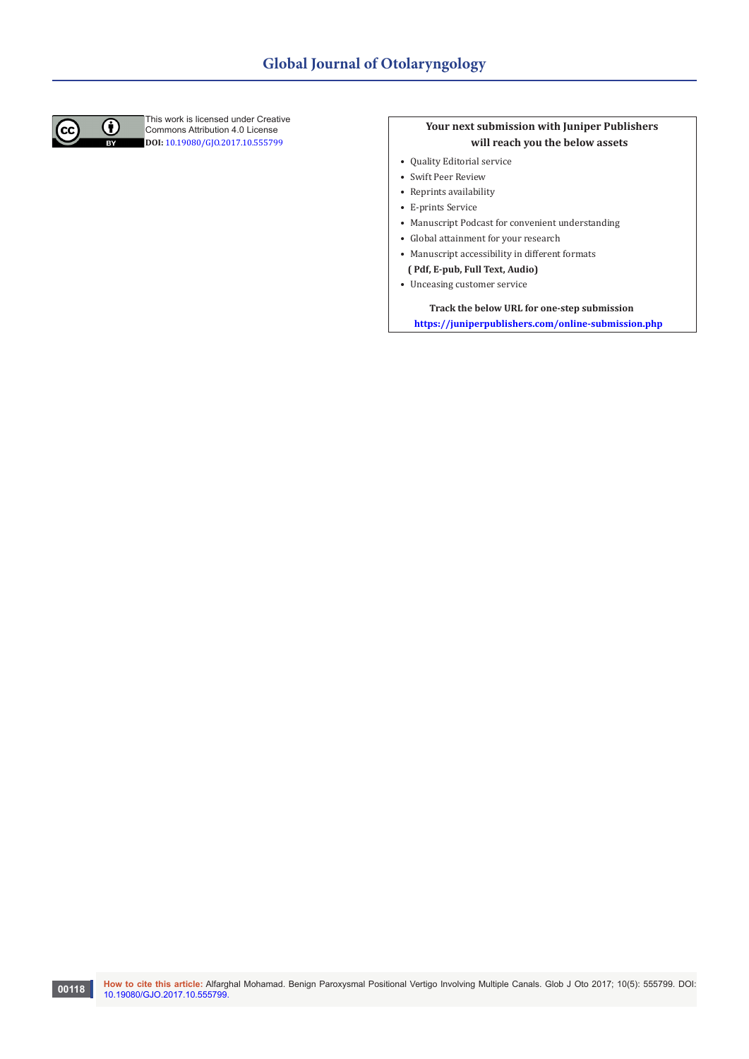This work is licensed under Creative Commons Attribution 4.0 License
**DOI:** 10.19080/GJO.2017.10.555799

**Your next submission with Juniper Publishers will reach you the below assets**

- Quality Editorial service
- Swift Peer Review
- Reprints availability
- E-prints Service
- Manuscript Podcast for convenient understanding
- Global attainment for your research
- Manuscript accessibility in different formats

**( Pdf, E-pub, Full Text, Audio)**

- Unceasing customer service

**Track the below URL for one-step submission**

**https://juniperpublishers.com/online-submission.php**

**How to cite this article:** Alfarghal Mohamad. Benign Paroxysmal Positional Vertigo Involving Multiple Canals. Glob J Oto 2017; 10(5): 555799. DOI: 10.19080/GJO.2017.10.555799.